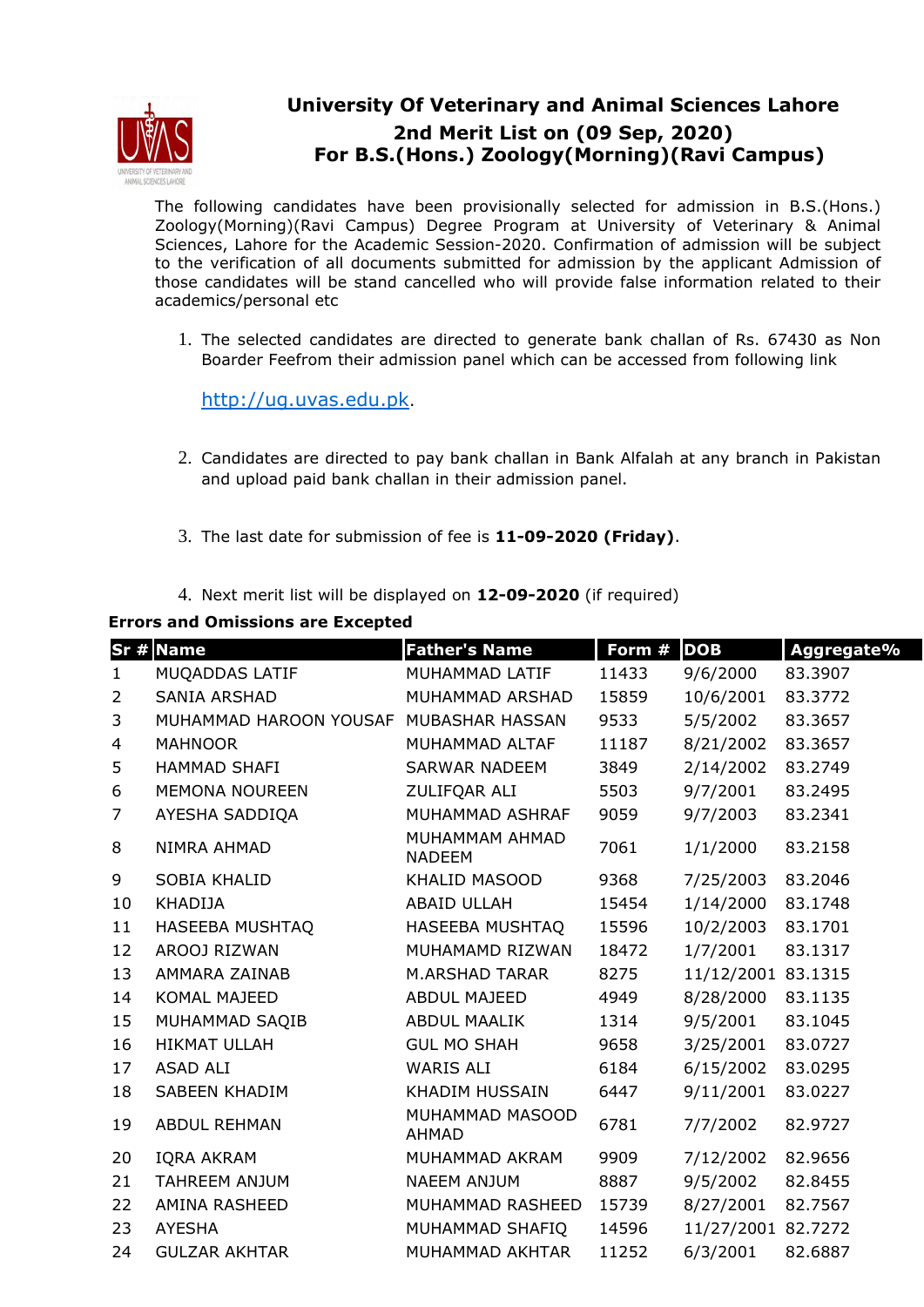# University Of Veterinary and Animal Sciences Lahore

## 2nd Merit List on (09 Sep, 2020)

## For B.S.(Hons.) Zoology(Morning)(Ravi Campus)

The following candidates have been provisionally selected for admission in B.S.(Hons.) Zoology(Morning)(Ravi Campus) Degree Program at University of Veterinary & Animal Sciences, Lahore for the Academic Session-2020. Confirmation of admission will be subject to the verification of all documents submitted for admission by the applicant Admission of those candidates will be stand cancelled who will provide false information related to their academics/personal etc

1. The selected candidates are directed to generate bank challan of Rs. 67430 as Non Boarder Feefrom their admission panel which can be accessed from following link

   http://ug.uvas.edu.pk.

2. Candidates are directed to pay bank challan in Bank Alfalah at any branch in Pakistan and upload paid bank challan in their admission panel.

3. The last date for submission of fee is **11-09-2020 (Friday)**.

4. Next merit list will be displayed on **12-09-2020** (if required)

**Errors and Omissions are Excepted**

| Sr # | Name | Father's Name | Form # | DOB | Aggregate% |
|---|---|---|---|---|---|
| 1 | MUQADDAS LATIF | MUHAMMAD LATIF | 11433 | 9/6/2000 | 83.3907 |
| 2 | SANIA ARSHAD | MUHAMMAD ARSHAD | 15859 | 10/6/2001 | 83.3772 |
| 3 | MUHAMMAD HAROON YOUSAF | MUBASHAR HASSAN | 9533 | 5/5/2002 | 83.3657 |
| 4 | MAHNOOR | MUHAMMAD ALTAF | 11187 | 8/21/2002 | 83.3657 |
| 5 | HAMMAD SHAFI | SARWAR NADEEM | 3849 | 2/14/2002 | 83.2749 |
| 6 | MEMONA NOUREEN | ZULIFQAR ALI | 5503 | 9/7/2001 | 83.2495 |
| 7 | AYESHA SADDIQA | MUHAMMAD ASHRAF | 9059 | 9/7/2003 | 83.2341 |
| 8 | NIMRA AHMAD | MUHAMMAM AHMAD NADEEM | 7061 | 1/1/2000 | 83.2158 |
| 9 | SOBIA KHALID | KHALID MASOOD | 9368 | 7/25/2003 | 83.2046 |
| 10 | KHADIJA | ABAID ULLAH | 15454 | 1/14/2000 | 83.1748 |
| 11 | HASEEBA MUSHTAQ | HASEEBA MUSHTAQ | 15596 | 10/2/2003 | 83.1701 |
| 12 | AROOJ RIZWAN | MUHAMAMD RIZWAN | 18472 | 1/7/2001 | 83.1317 |
| 13 | AMMARA ZAINAB | M.ARSHAD TARAR | 8275 | 11/12/2001 | 83.1315 |
| 14 | KOMAL MAJEED | ABDUL MAJEED | 4949 | 8/28/2000 | 83.1135 |
| 15 | MUHAMMAD SAQIB | ABDUL MAALIK | 1314 | 9/5/2001 | 83.1045 |
| 16 | HIKMAT ULLAH | GUL MO SHAH | 9658 | 3/25/2001 | 83.0727 |
| 17 | ASAD ALI | WARIS ALI | 6184 | 6/15/2002 | 83.0295 |
| 18 | SABEEN KHADIM | KHADIM HUSSAIN | 6447 | 9/11/2001 | 83.0227 |
| 19 | ABDUL REHMAN | MUHAMMAD MASOOD AHMAD | 6781 | 7/7/2002 | 82.9727 |
| 20 | IQRA AKRAM | MUHAMMAD AKRAM | 9909 | 7/12/2002 | 82.9656 |
| 21 | TAHREEM ANJUM | NAEEM ANJUM | 8887 | 9/5/2002 | 82.8455 |
| 22 | AMINA RASHEED | MUHAMMAD RASHEED | 15739 | 8/27/2001 | 82.7567 |
| 23 | AYESHA | MUHAMMAD SHAFIQ | 14596 | 11/27/2001 | 82.7272 |
| 24 | GULZAR AKHTAR | MUHAMMAD AKHTAR | 11252 | 6/3/2001 | 82.6887 |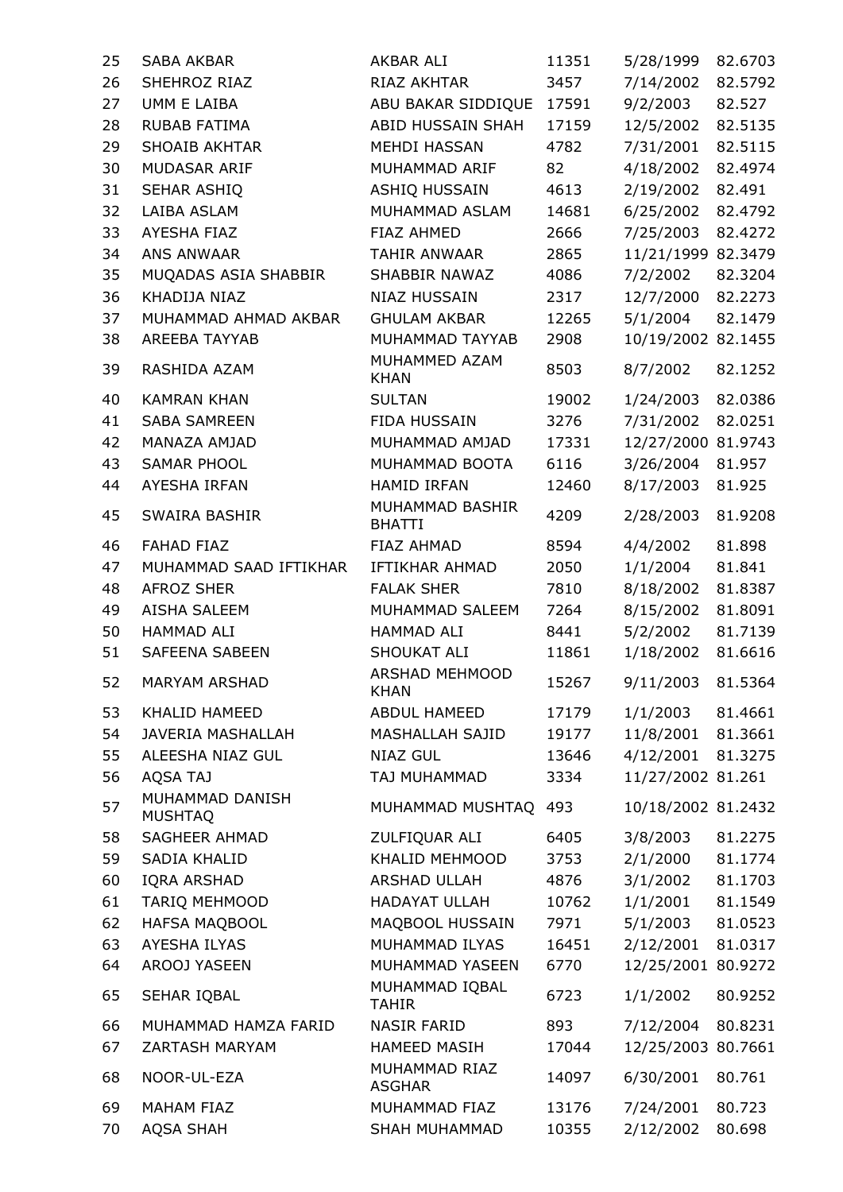| | | | | | |
|---|---|---|---|---|---|
| 25 | SABA AKBAR | AKBAR ALI | 11351 | 5/28/1999 | 82.6703 |
| 26 | SHEHROZ RIAZ | RIAZ AKHTAR | 3457 | 7/14/2002 | 82.5792 |
| 27 | UMM E LAIBA | ABU BAKAR SIDDIQUE | 17591 | 9/2/2003 | 82.527 |
| 28 | RUBAB FATIMA | ABID HUSSAIN SHAH | 17159 | 12/5/2002 | 82.5135 |
| 29 | SHOAIB AKHTAR | MEHDI HASSAN | 4782 | 7/31/2001 | 82.5115 |
| 30 | MUDASAR ARIF | MUHAMMAD ARIF | 82 | 4/18/2002 | 82.4974 |
| 31 | SEHAR ASHIQ | ASHIQ HUSSAIN | 4613 | 2/19/2002 | 82.491 |
| 32 | LAIBA ASLAM | MUHAMMAD ASLAM | 14681 | 6/25/2002 | 82.4792 |
| 33 | AYESHA FIAZ | FIAZ AHMED | 2666 | 7/25/2003 | 82.4272 |
| 34 | ANS ANWAAR | TAHIR ANWAAR | 2865 | 11/21/1999 | 82.3479 |
| 35 | MUQADAS ASIA SHABBIR | SHABBIR NAWAZ | 4086 | 7/2/2002 | 82.3204 |
| 36 | KHADIJA NIAZ | NIAZ HUSSAIN | 2317 | 12/7/2000 | 82.2273 |
| 37 | MUHAMMAD AHMAD AKBAR | GHULAM AKBAR | 12265 | 5/1/2004 | 82.1479 |
| 38 | AREEBA TAYYAB | MUHAMMAD TAYYAB | 2908 | 10/19/2002 | 82.1455 |
| 39 | RASHIDA AZAM | MUHAMMED AZAM KHAN | 8503 | 8/7/2002 | 82.1252 |
| 40 | KAMRAN KHAN | SULTAN | 19002 | 1/24/2003 | 82.0386 |
| 41 | SABA SAMREEN | FIDA HUSSAIN | 3276 | 7/31/2002 | 82.0251 |
| 42 | MANAZA AMJAD | MUHAMMAD AMJAD | 17331 | 12/27/2000 | 81.9743 |
| 43 | SAMAR PHOOL | MUHAMMAD BOOTA | 6116 | 3/26/2004 | 81.957 |
| 44 | AYESHA IRFAN | HAMID IRFAN | 12460 | 8/17/2003 | 81.925 |
| 45 | SWAIRA BASHIR | MUHAMMAD BASHIR BHATTI | 4209 | 2/28/2003 | 81.9208 |
| 46 | FAHAD FIAZ | FIAZ AHMAD | 8594 | 4/4/2002 | 81.898 |
| 47 | MUHAMMAD SAAD IFTIKHAR | IFTIKHAR AHMAD | 2050 | 1/1/2004 | 81.841 |
| 48 | AFROZ SHER | FALAK SHER | 7810 | 8/18/2002 | 81.8387 |
| 49 | AISHA SALEEM | MUHAMMAD SALEEM | 7264 | 8/15/2002 | 81.8091 |
| 50 | HAMMAD ALI | HAMMAD ALI | 8441 | 5/2/2002 | 81.7139 |
| 51 | SAFEENA SABEEN | SHOUKAT ALI | 11861 | 1/18/2002 | 81.6616 |
| 52 | MARYAM ARSHAD | ARSHAD MEHMOOD KHAN | 15267 | 9/11/2003 | 81.5364 |
| 53 | KHALID HAMEED | ABDUL HAMEED | 17179 | 1/1/2003 | 81.4661 |
| 54 | JAVERIA MASHALLAH | MASHALLAH SAJID | 19177 | 11/8/2001 | 81.3661 |
| 55 | ALEESHA NIAZ GUL | NIAZ GUL | 13646 | 4/12/2001 | 81.3275 |
| 56 | AQSA TAJ | TAJ MUHAMMAD | 3334 | 11/27/2002 | 81.261 |
| 57 | MUHAMMAD DANISH MUSHTAQ | MUHAMMAD MUSHTAQ | 493 | 10/18/2002 | 81.2432 |
| 58 | SAGHEER AHMAD | ZULFIQUAR ALI | 6405 | 3/8/2003 | 81.2275 |
| 59 | SADIA KHALID | KHALID MEHMOOD | 3753 | 2/1/2000 | 81.1774 |
| 60 | IQRA ARSHAD | ARSHAD ULLAH | 4876 | 3/1/2002 | 81.1703 |
| 61 | TARIQ MEHMOOD | HADAYAT ULLAH | 10762 | 1/1/2001 | 81.1549 |
| 62 | HAFSA MAQBOOL | MAQBOOL HUSSAIN | 7971 | 5/1/2003 | 81.0523 |
| 63 | AYESHA ILYAS | MUHAMMAD ILYAS | 16451 | 2/12/2001 | 81.0317 |
| 64 | AROOJ YASEEN | MUHAMMAD YASEEN | 6770 | 12/25/2001 | 80.9272 |
| 65 | SEHAR IQBAL | MUHAMMAD IQBAL TAHIR | 6723 | 1/1/2002 | 80.9252 |
| 66 | MUHAMMAD HAMZA FARID | NASIR FARID | 893 | 7/12/2004 | 80.8231 |
| 67 | ZARTASH MARYAM | HAMEED MASIH | 17044 | 12/25/2003 | 80.7661 |
| 68 | NOOR-UL-EZA | MUHAMMAD RIAZ ASGHAR | 14097 | 6/30/2001 | 80.761 |
| 69 | MAHAM FIAZ | MUHAMMAD FIAZ | 13176 | 7/24/2001 | 80.723 |
| 70 | AQSA SHAH | SHAH MUHAMMAD | 10355 | 2/12/2002 | 80.698 |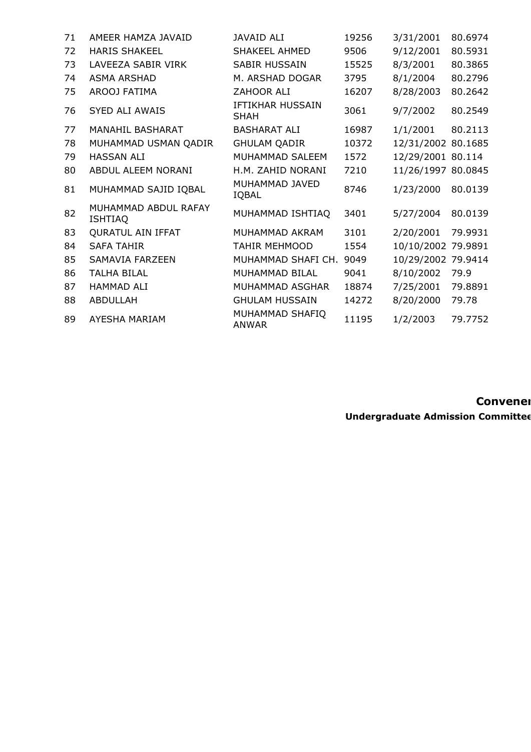| | | | | | |
|---|---|---|---|---|---|
| 71 | AMEER HAMZA JAVAID | JAVAID ALI | 19256 | 3/31/2001 | 80.6974 |
| 72 | HARIS SHAKEEL | SHAKEEL AHMED | 9506 | 9/12/2001 | 80.5931 |
| 73 | LAVEEZA SABIR VIRK | SABIR HUSSAIN | 15525 | 8/3/2001 | 80.3865 |
| 74 | ASMA ARSHAD | M. ARSHAD DOGAR | 3795 | 8/1/2004 | 80.2796 |
| 75 | AROOJ FATIMA | ZAHOOR ALI | 16207 | 8/28/2003 | 80.2642 |
| 76 | SYED ALI AWAIS | IFTIKHAR HUSSAIN SHAH | 3061 | 9/7/2002 | 80.2549 |
| 77 | MANAHIL BASHARAT | BASHARAT ALI | 16987 | 1/1/2001 | 80.2113 |
| 78 | MUHAMMAD USMAN QADIR | GHULAM QADIR | 10372 | 12/31/2002 | 80.1685 |
| 79 | HASSAN ALI | MUHAMMAD SALEEM | 1572 | 12/29/2001 | 80.114 |
| 80 | ABDUL ALEEM NORANI | H.M. ZAHID NORANI | 7210 | 11/26/1997 | 80.0845 |
| 81 | MUHAMMAD SAJID IQBAL | MUHAMMAD JAVED IQBAL | 8746 | 1/23/2000 | 80.0139 |
| 82 | MUHAMMAD ABDUL RAFAY ISHTIAQ | MUHAMMAD ISHTIAQ | 3401 | 5/27/2004 | 80.0139 |
| 83 | QURATUL AIN IFFAT | MUHAMMAD AKRAM | 3101 | 2/20/2001 | 79.9931 |
| 84 | SAFA TAHIR | TAHIR MEHMOOD | 1554 | 10/10/2002 | 79.9891 |
| 85 | SAMAVIA FARZEEN | MUHAMMAD SHAFI CH. | 9049 | 10/29/2002 | 79.9414 |
| 86 | TALHA BILAL | MUHAMMAD BILAL | 9041 | 8/10/2002 | 79.9 |
| 87 | HAMMAD ALI | MUHAMMAD ASGHAR | 18874 | 7/25/2001 | 79.8891 |
| 88 | ABDULLAH | GHULAM HUSSAIN | 14272 | 8/20/2000 | 79.78 |
| 89 | AYESHA MARIAM | MUHAMMAD SHAFIQ ANWAR | 11195 | 1/2/2003 | 79.7752 |

**Convener**

**Undergraduate Admission Committee**